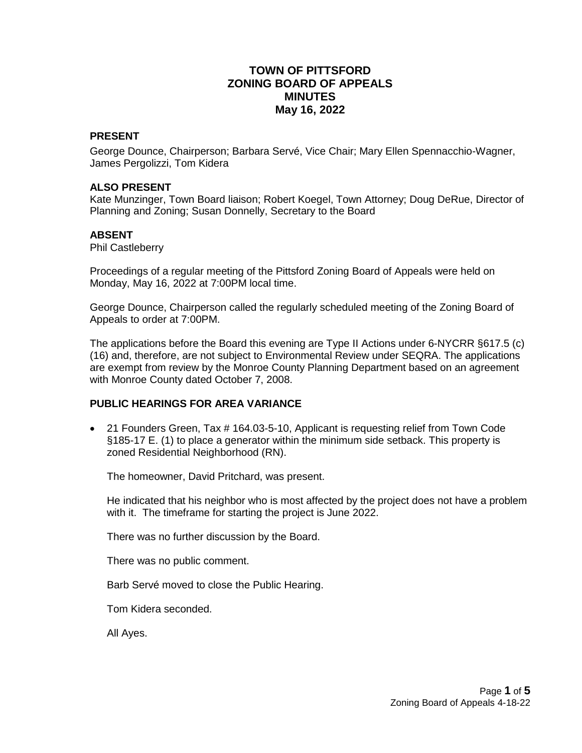# TOWN OF PITTSFORD
# ZONING BOARD OF APPEALS
# MINUTES
# May 16, 2022

## PRESENT

George Dounce, Chairperson; Barbara Servé, Vice Chair; Mary Ellen Spennacchio-Wagner, James Pergolizzi, Tom Kidera

## ALSO PRESENT

Kate Munzinger, Town Board liaison; Robert Koegel, Town Attorney; Doug DeRue, Director of Planning and Zoning; Susan Donnelly, Secretary to the Board

## ABSENT

Phil Castleberry

Proceedings of a regular meeting of the Pittsford Zoning Board of Appeals were held on Monday, May 16, 2022 at 7:00PM local time.

George Dounce, Chairperson called the regularly scheduled meeting of the Zoning Board of Appeals to order at 7:00PM.

The applications before the Board this evening are Type II Actions under 6-NYCRR §617.5 (c) (16) and, therefore, are not subject to Environmental Review under SEQRA. The applications are exempt from review by the Monroe County Planning Department based on an agreement with Monroe County dated October 7, 2008.

## PUBLIC HEARINGS FOR AREA VARIANCE

- 21 Founders Green, Tax # 164.03-5-10, Applicant is requesting relief from Town Code §185-17 E. (1) to place a generator within the minimum side setback. This property is zoned Residential Neighborhood (RN).

  The homeowner, David Pritchard, was present.

  He indicated that his neighbor who is most affected by the project does not have a problem with it. The timeframe for starting the project is June 2022.

  There was no further discussion by the Board.

  There was no public comment.

  Barb Servé moved to close the Public Hearing.

  Tom Kidera seconded.

  All Ayes.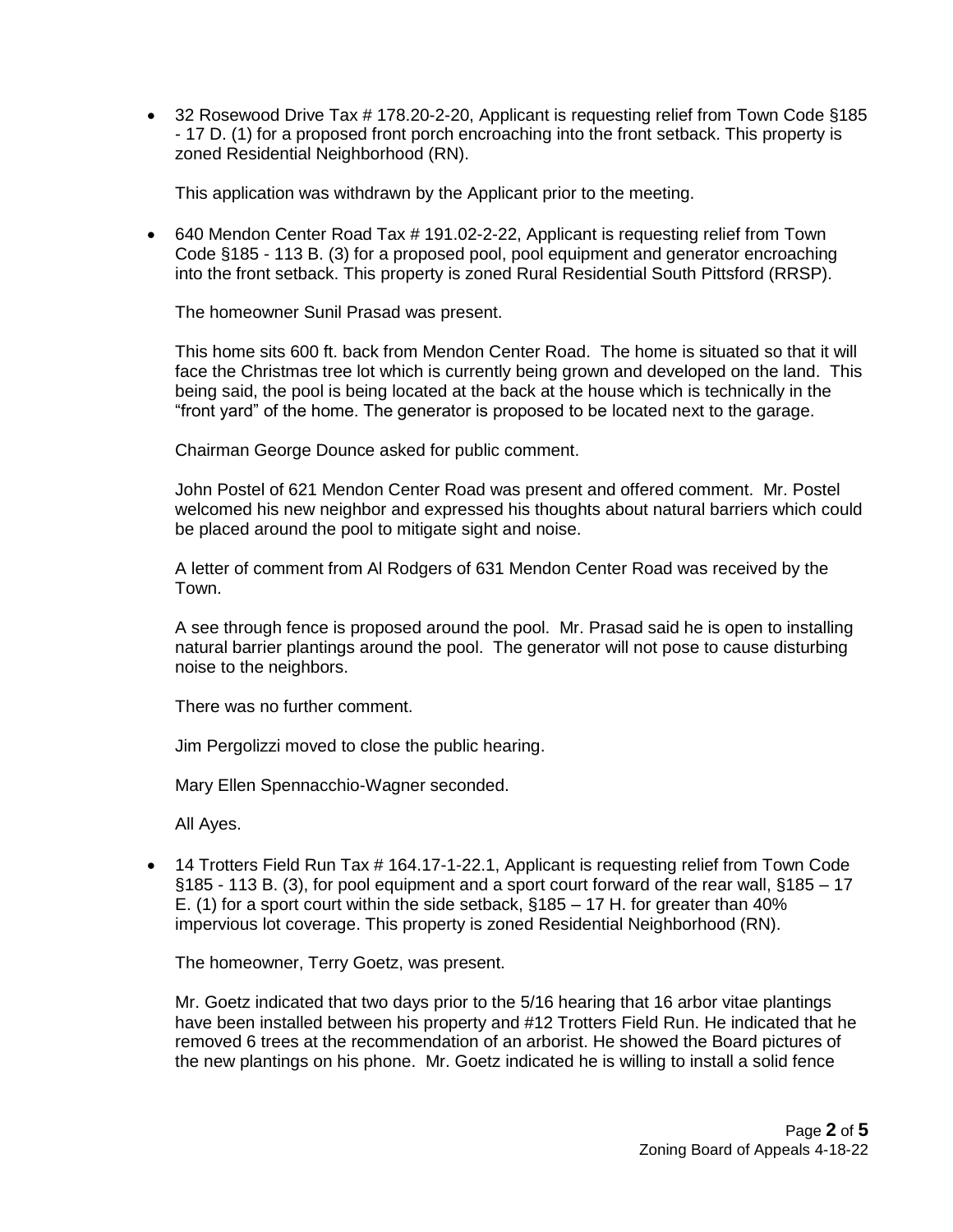- 32 Rosewood Drive Tax # 178.20-2-20, Applicant is requesting relief from Town Code §185 - 17 D. (1) for a proposed front porch encroaching into the front setback. This property is zoned Residential Neighborhood (RN).

  This application was withdrawn by the Applicant prior to the meeting.

- 640 Mendon Center Road Tax # 191.02-2-22, Applicant is requesting relief from Town Code §185 - 113 B. (3) for a proposed pool, pool equipment and generator encroaching into the front setback. This property is zoned Rural Residential South Pittsford (RRSP).

  The homeowner Sunil Prasad was present.

  This home sits 600 ft. back from Mendon Center Road. The home is situated so that it will face the Christmas tree lot which is currently being grown and developed on the land. This being said, the pool is being located at the back at the house which is technically in the "front yard" of the home. The generator is proposed to be located next to the garage.

  Chairman George Dounce asked for public comment.

  John Postel of 621 Mendon Center Road was present and offered comment. Mr. Postel welcomed his new neighbor and expressed his thoughts about natural barriers which could be placed around the pool to mitigate sight and noise.

  A letter of comment from Al Rodgers of 631 Mendon Center Road was received by the Town.

  A see through fence is proposed around the pool. Mr. Prasad said he is open to installing natural barrier plantings around the pool. The generator will not pose to cause disturbing noise to the neighbors.

  There was no further comment.

  Jim Pergolizzi moved to close the public hearing.

  Mary Ellen Spennacchio-Wagner seconded.

  All Ayes.

- 14 Trotters Field Run Tax # 164.17-1-22.1, Applicant is requesting relief from Town Code §185 - 113 B. (3), for pool equipment and a sport court forward of the rear wall, §185 – 17 E. (1) for a sport court within the side setback, §185 – 17 H. for greater than 40% impervious lot coverage. This property is zoned Residential Neighborhood (RN).

  The homeowner, Terry Goetz, was present.

  Mr. Goetz indicated that two days prior to the 5/16 hearing that 16 arbor vitae plantings have been installed between his property and #12 Trotters Field Run. He indicated that he removed 6 trees at the recommendation of an arborist. He showed the Board pictures of the new plantings on his phone. Mr. Goetz indicated he is willing to install a solid fence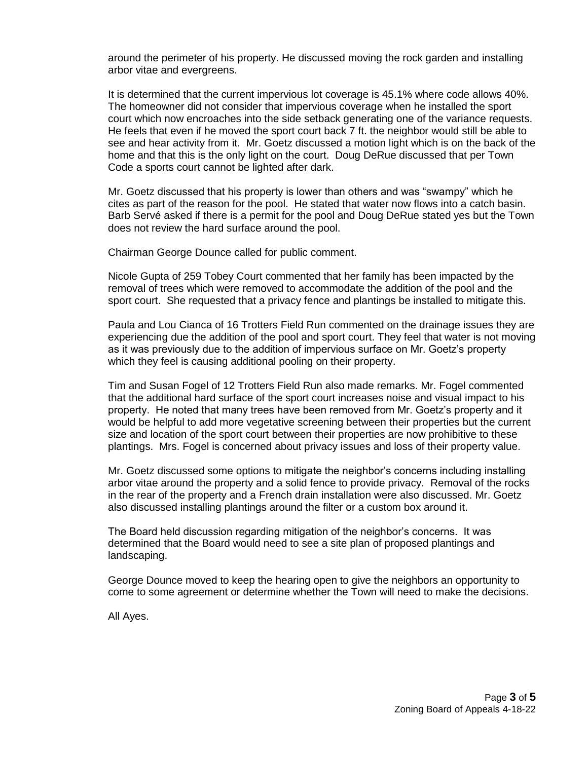around the perimeter of his property. He discussed moving the rock garden and installing arbor vitae and evergreens.

It is determined that the current impervious lot coverage is 45.1% where code allows 40%. The homeowner did not consider that impervious coverage when he installed the sport court which now encroaches into the side setback generating one of the variance requests. He feels that even if he moved the sport court back 7 ft. the neighbor would still be able to see and hear activity from it. Mr. Goetz discussed a motion light which is on the back of the home and that this is the only light on the court. Doug DeRue discussed that per Town Code a sports court cannot be lighted after dark.

Mr. Goetz discussed that his property is lower than others and was "swampy" which he cites as part of the reason for the pool. He stated that water now flows into a catch basin. Barb Servé asked if there is a permit for the pool and Doug DeRue stated yes but the Town does not review the hard surface around the pool.

Chairman George Dounce called for public comment.

Nicole Gupta of 259 Tobey Court commented that her family has been impacted by the removal of trees which were removed to accommodate the addition of the pool and the sport court. She requested that a privacy fence and plantings be installed to mitigate this.

Paula and Lou Cianca of 16 Trotters Field Run commented on the drainage issues they are experiencing due the addition of the pool and sport court. They feel that water is not moving as it was previously due to the addition of impervious surface on Mr. Goetz's property which they feel is causing additional pooling on their property.

Tim and Susan Fogel of 12 Trotters Field Run also made remarks. Mr. Fogel commented that the additional hard surface of the sport court increases noise and visual impact to his property. He noted that many trees have been removed from Mr. Goetz's property and it would be helpful to add more vegetative screening between their properties but the current size and location of the sport court between their properties are now prohibitive to these plantings. Mrs. Fogel is concerned about privacy issues and loss of their property value.

Mr. Goetz discussed some options to mitigate the neighbor's concerns including installing arbor vitae around the property and a solid fence to provide privacy. Removal of the rocks in the rear of the property and a French drain installation were also discussed. Mr. Goetz also discussed installing plantings around the filter or a custom box around it.

The Board held discussion regarding mitigation of the neighbor's concerns. It was determined that the Board would need to see a site plan of proposed plantings and landscaping.

George Dounce moved to keep the hearing open to give the neighbors an opportunity to come to some agreement or determine whether the Town will need to make the decisions.

All Ayes.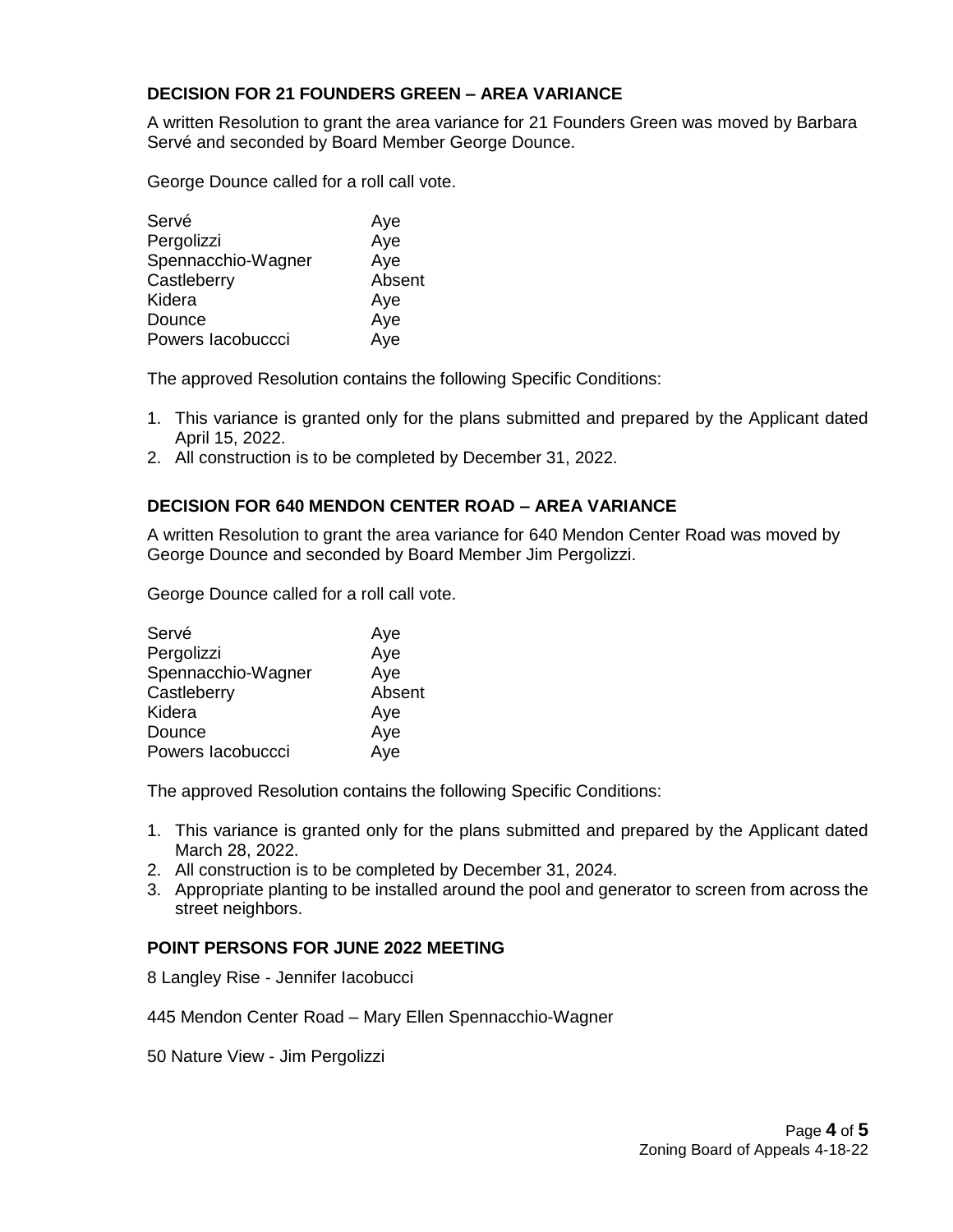### DECISION FOR 21 FOUNDERS GREEN – AREA VARIANCE

A written Resolution to grant the area variance for 21 Founders Green was moved by Barbara Servé and seconded by Board Member George Dounce.

George Dounce called for a roll call vote.

| | |
|---|---|
| Servé | Aye |
| Pergolizzi | Aye |
| Spennacchio-Wagner | Aye |
| Castleberry | Absent |
| Kidera | Aye |
| Dounce | Aye |
| Powers Iacobuccci | Aye |

The approved Resolution contains the following Specific Conditions:

1. This variance is granted only for the plans submitted and prepared by the Applicant dated April 15, 2022.
2. All construction is to be completed by December 31, 2022.

### DECISION FOR 640 MENDON CENTER ROAD – AREA VARIANCE

A written Resolution to grant the area variance for 640 Mendon Center Road was moved by George Dounce and seconded by Board Member Jim Pergolizzi.

George Dounce called for a roll call vote.

| | |
|---|---|
| Servé | Aye |
| Pergolizzi | Aye |
| Spennacchio-Wagner | Aye |
| Castleberry | Absent |
| Kidera | Aye |
| Dounce | Aye |
| Powers Iacobuccci | Aye |

The approved Resolution contains the following Specific Conditions:

1. This variance is granted only for the plans submitted and prepared by the Applicant dated March 28, 2022.
2. All construction is to be completed by December 31, 2024.
3. Appropriate planting to be installed around the pool and generator to screen from across the street neighbors.

### POINT PERSONS FOR JUNE 2022 MEETING

8 Langley Rise - Jennifer Iacobucci

445 Mendon Center Road – Mary Ellen Spennacchio-Wagner

50 Nature View - Jim Pergolizzi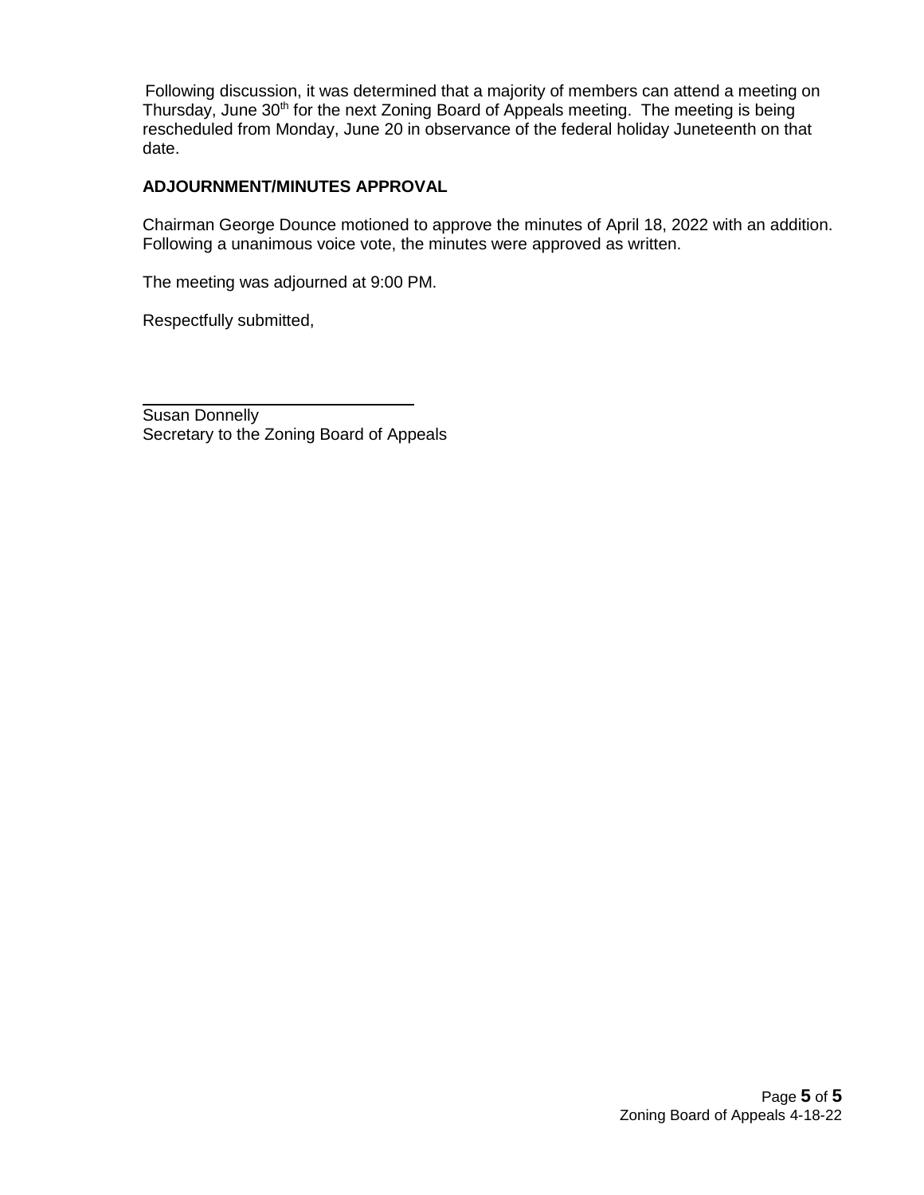Following discussion, it was determined that a majority of members can attend a meeting on Thursday, June 30th for the next Zoning Board of Appeals meeting. The meeting is being rescheduled from Monday, June 20 in observance of the federal holiday Juneteenth on that date.

**ADJOURNMENT/MINUTES APPROVAL**

Chairman George Dounce motioned to approve the minutes of April 18, 2022 with an addition. Following a unanimous voice vote, the minutes were approved as written.

The meeting was adjourned at 9:00 PM.

Respectfully submitted,

Susan Donnelly
Secretary to the Zoning Board of Appeals